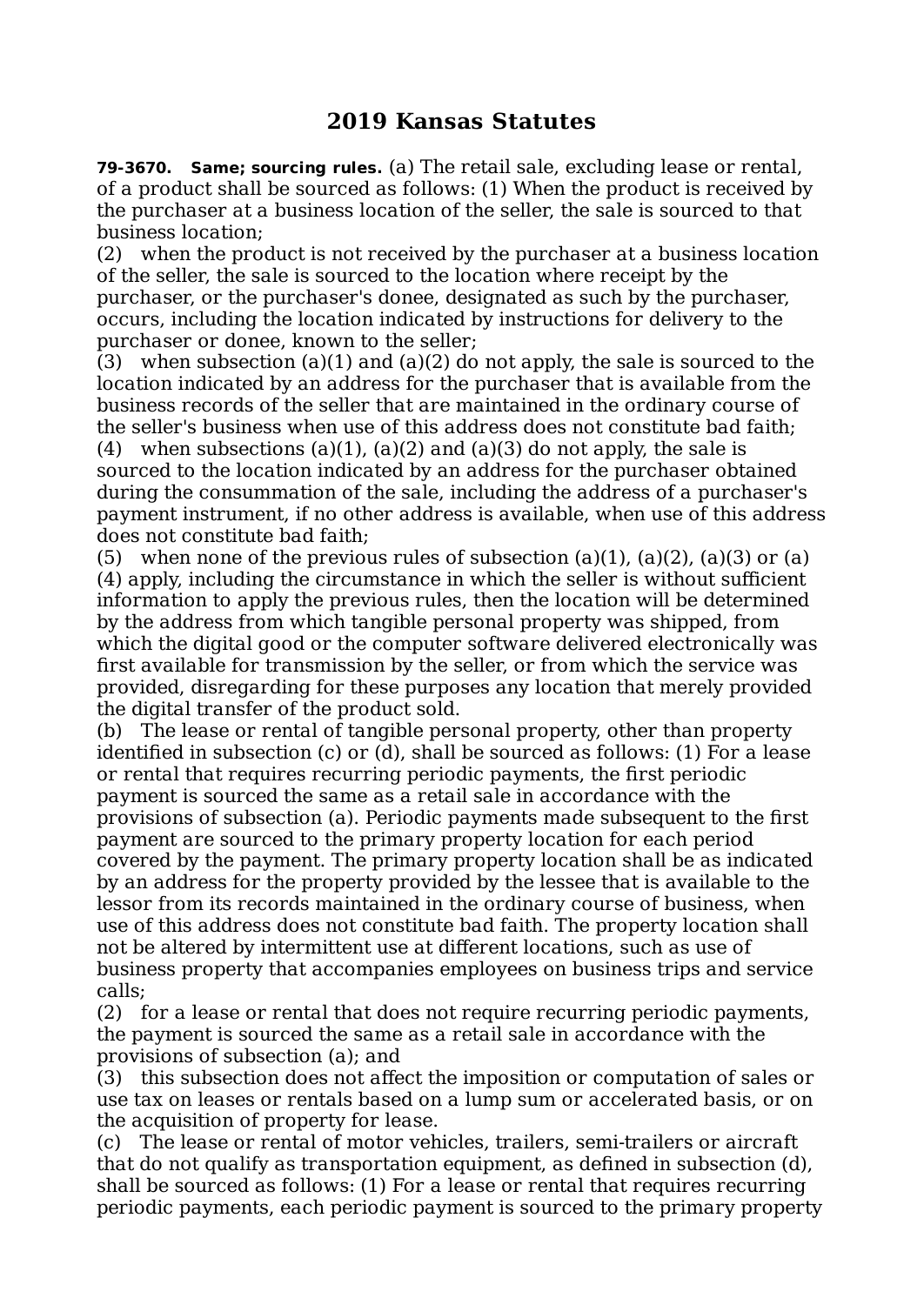# 2019 Kansas Statutes

**79-3670. Same; sourcing rules.** (a) The retail sale, excluding lease or rental, of a product shall be sourced as follows: (1) When the product is received by the purchaser at a business location of the seller, the sale is sourced to that business location;

(2) when the product is not received by the purchaser at a business location of the seller, the sale is sourced to the location where receipt by the purchaser, or the purchaser's donee, designated as such by the purchaser, occurs, including the location indicated by instructions for delivery to the purchaser or donee, known to the seller;

(3) when subsection (a)(1) and (a)(2) do not apply, the sale is sourced to the location indicated by an address for the purchaser that is available from the business records of the seller that are maintained in the ordinary course of the seller's business when use of this address does not constitute bad faith;

(4) when subsections (a)(1), (a)(2) and (a)(3) do not apply, the sale is sourced to the location indicated by an address for the purchaser obtained during the consummation of the sale, including the address of a purchaser's payment instrument, if no other address is available, when use of this address does not constitute bad faith;

(5) when none of the previous rules of subsection (a)(1), (a)(2), (a)(3) or (a)(4) apply, including the circumstance in which the seller is without sufficient information to apply the previous rules, then the location will be determined by the address from which tangible personal property was shipped, from which the digital good or the computer software delivered electronically was first available for transmission by the seller, or from which the service was provided, disregarding for these purposes any location that merely provided the digital transfer of the product sold.

(b) The lease or rental of tangible personal property, other than property identified in subsection (c) or (d), shall be sourced as follows: (1) For a lease or rental that requires recurring periodic payments, the first periodic payment is sourced the same as a retail sale in accordance with the provisions of subsection (a). Periodic payments made subsequent to the first payment are sourced to the primary property location for each period covered by the payment. The primary property location shall be as indicated by an address for the property provided by the lessee that is available to the lessor from its records maintained in the ordinary course of business, when use of this address does not constitute bad faith. The property location shall not be altered by intermittent use at different locations, such as use of business property that accompanies employees on business trips and service calls;

(2) for a lease or rental that does not require recurring periodic payments, the payment is sourced the same as a retail sale in accordance with the provisions of subsection (a); and

(3) this subsection does not affect the imposition or computation of sales or use tax on leases or rentals based on a lump sum or accelerated basis, or on the acquisition of property for lease.

(c) The lease or rental of motor vehicles, trailers, semi-trailers or aircraft that do not qualify as transportation equipment, as defined in subsection (d), shall be sourced as follows: (1) For a lease or rental that requires recurring periodic payments, each periodic payment is sourced to the primary property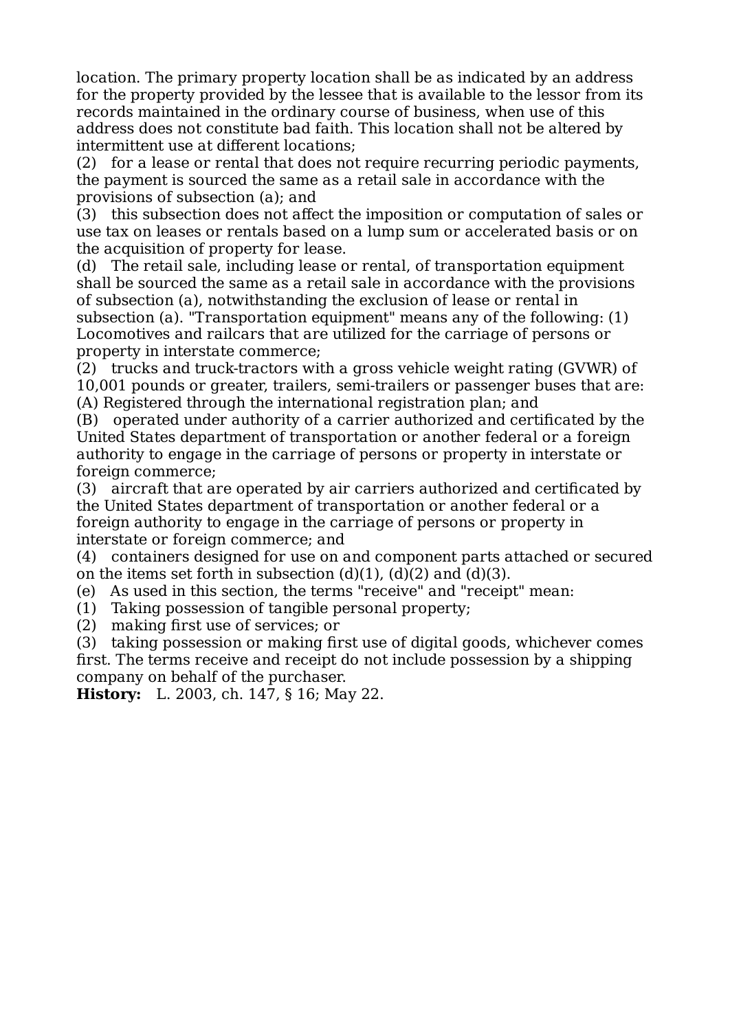location. The primary property location shall be as indicated by an address for the property provided by the lessee that is available to the lessor from its records maintained in the ordinary course of business, when use of this address does not constitute bad faith. This location shall not be altered by intermittent use at different locations;

(2) for a lease or rental that does not require recurring periodic payments, the payment is sourced the same as a retail sale in accordance with the provisions of subsection (a); and

(3) this subsection does not affect the imposition or computation of sales or use tax on leases or rentals based on a lump sum or accelerated basis or on the acquisition of property for lease.

(d) The retail sale, including lease or rental, of transportation equipment shall be sourced the same as a retail sale in accordance with the provisions of subsection (a), notwithstanding the exclusion of lease or rental in subsection (a). "Transportation equipment" means any of the following: (1) Locomotives and railcars that are utilized for the carriage of persons or property in interstate commerce;

(2) trucks and truck-tractors with a gross vehicle weight rating (GVWR) of 10,001 pounds or greater, trailers, semi-trailers or passenger buses that are: (A) Registered through the international registration plan; and

(B) operated under authority of a carrier authorized and certificated by the United States department of transportation or another federal or a foreign authority to engage in the carriage of persons or property in interstate or foreign commerce;

(3) aircraft that are operated by air carriers authorized and certificated by the United States department of transportation or another federal or a foreign authority to engage in the carriage of persons or property in interstate or foreign commerce; and

(4) containers designed for use on and component parts attached or secured on the items set forth in subsection (d)(1), (d)(2) and (d)(3).

(e) As used in this section, the terms "receive" and "receipt" mean:

(1) Taking possession of tangible personal property;

(2) making first use of services; or

(3) taking possession or making first use of digital goods, whichever comes first. The terms receive and receipt do not include possession by a shipping company on behalf of the purchaser.

**History:** L. 2003, ch. 147, § 16; May 22.